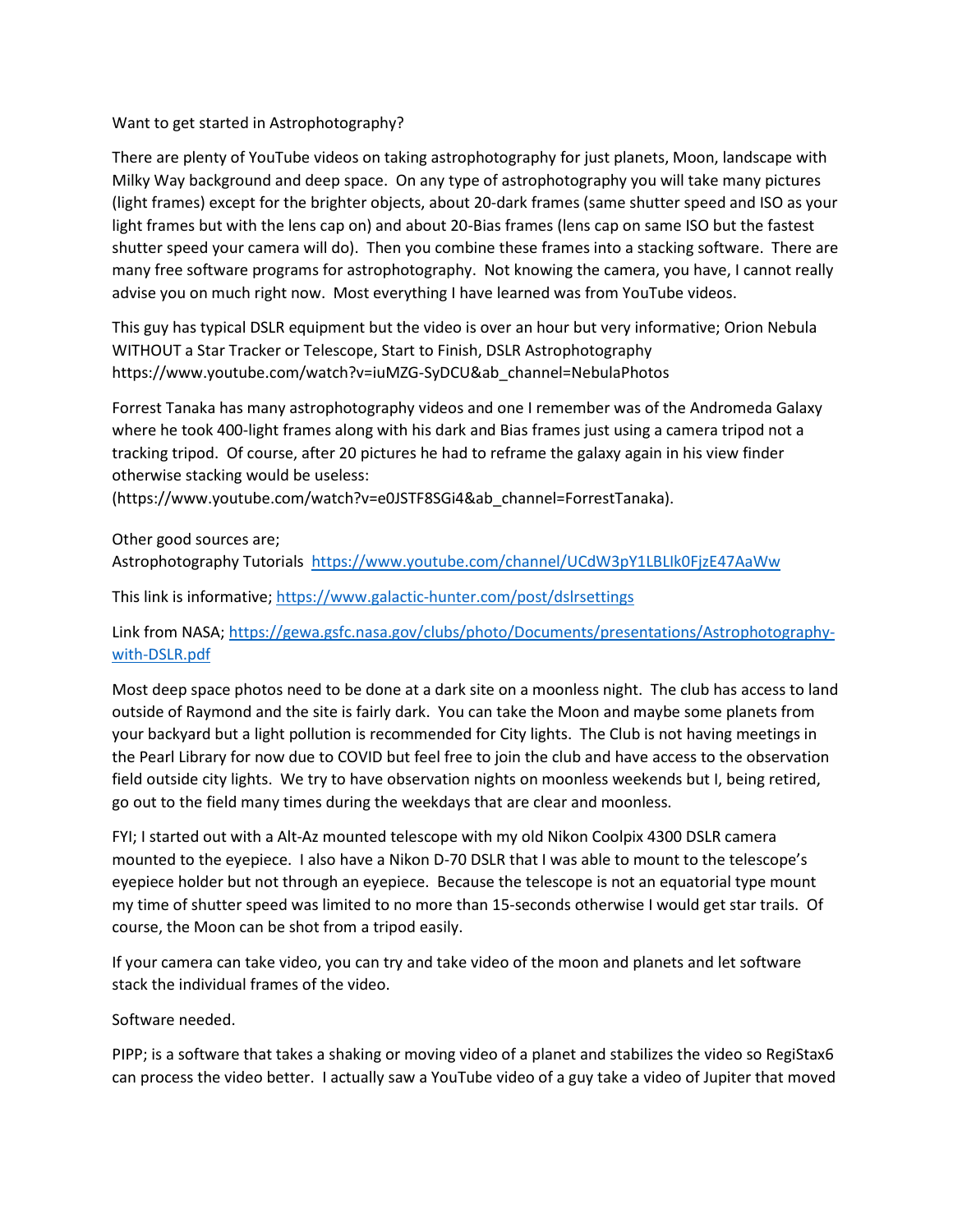Want to get started in Astrophotography?

There are plenty of YouTube videos on taking astrophotography for just planets, Moon, landscape with Milky Way background and deep space. On any type of astrophotography you will take many pictures (light frames) except for the brighter objects, about 20-dark frames (same shutter speed and ISO as your light frames but with the lens cap on) and about 20-Bias frames (lens cap on same ISO but the fastest shutter speed your camera will do). Then you combine these frames into a stacking software. There are many free software programs for astrophotography. Not knowing the camera, you have, I cannot really advise you on much right now. Most everything I have learned was from YouTube videos.

This guy has typical DSLR equipment but the video is over an hour but very informative; Orion Nebula WITHOUT a Star Tracker or Telescope, Start to Finish, DSLR Astrophotography https://www.youtube.com/watch?v=iuMZG-SyDCU&ab_channel=NebulaPhotos

Forrest Tanaka has many astrophotography videos and one I remember was of the Andromeda Galaxy where he took 400-light frames along with his dark and Bias frames just using a camera tripod not a tracking tripod. Of course, after 20 pictures he had to reframe the galaxy again in his view finder otherwise stacking would be useless: (https://www.youtube.com/watch?v=e0JSTF8SGi4&ab_channel=ForrestTanaka).

Other good sources are;
Astrophotography Tutorials https://www.youtube.com/channel/UCdW3pY1LBLIk0FjzE47AaWw

This link is informative; https://www.galactic-hunter.com/post/dslrsettings

Link from NASA; https://gewa.gsfc.nasa.gov/clubs/photo/Documents/presentations/Astrophotography-with-DSLR.pdf

Most deep space photos need to be done at a dark site on a moonless night. The club has access to land outside of Raymond and the site is fairly dark. You can take the Moon and maybe some planets from your backyard but a light pollution is recommended for City lights. The Club is not having meetings in the Pearl Library for now due to COVID but feel free to join the club and have access to the observation field outside city lights. We try to have observation nights on moonless weekends but I, being retired, go out to the field many times during the weekdays that are clear and moonless.

FYI; I started out with a Alt-Az mounted telescope with my old Nikon Coolpix 4300 DSLR camera mounted to the eyepiece. I also have a Nikon D-70 DSLR that I was able to mount to the telescope's eyepiece holder but not through an eyepiece. Because the telescope is not an equatorial type mount my time of shutter speed was limited to no more than 15-seconds otherwise I would get star trails. Of course, the Moon can be shot from a tripod easily.

If your camera can take video, you can try and take video of the moon and planets and let software stack the individual frames of the video.

Software needed.

PIPP; is a software that takes a shaking or moving video of a planet and stabilizes the video so RegiStax6 can process the video better. I actually saw a YouTube video of a guy take a video of Jupiter that moved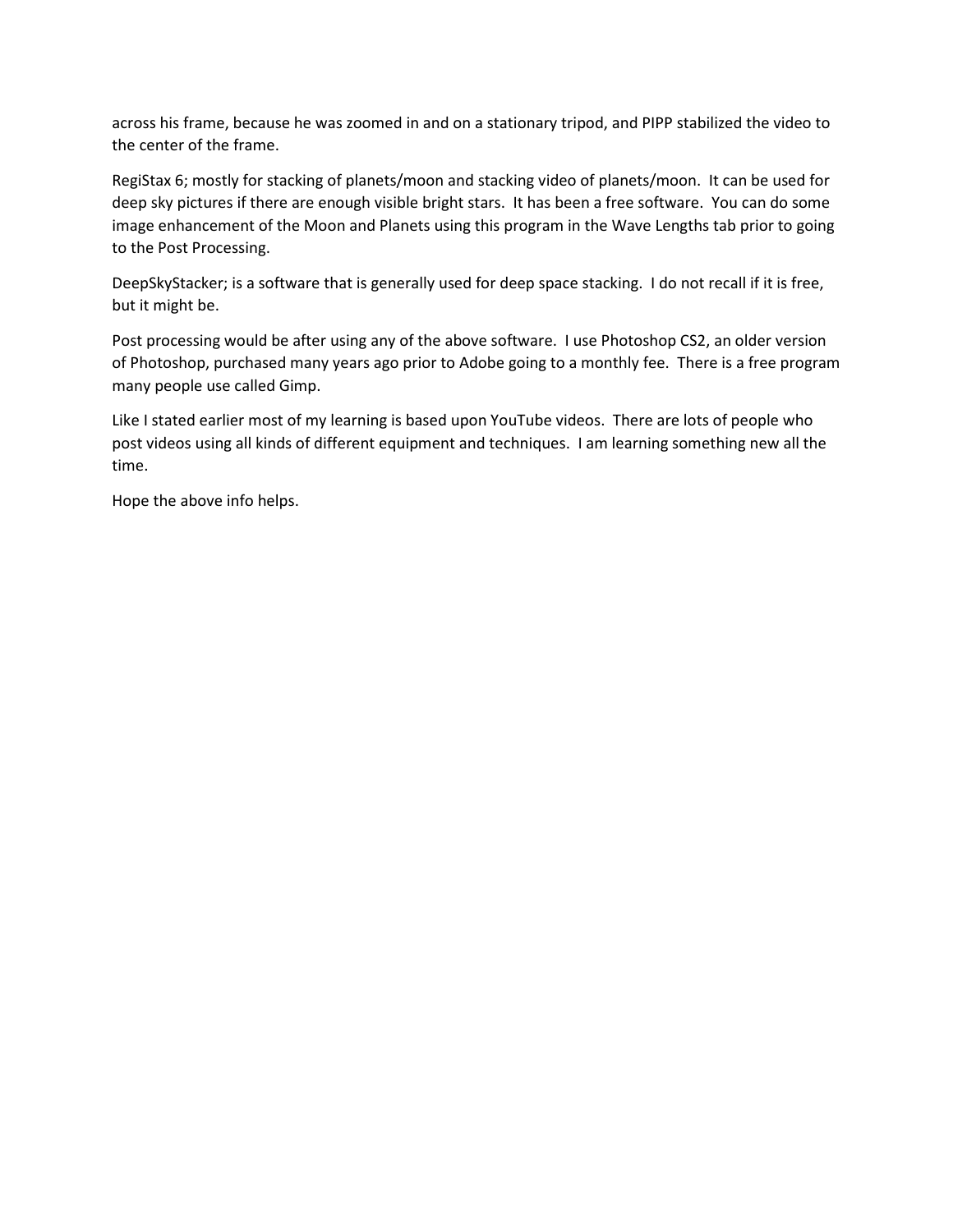across his frame, because he was zoomed in and on a stationary tripod, and PIPP stabilized the video to the center of the frame.

RegiStax 6; mostly for stacking of planets/moon and stacking video of planets/moon. It can be used for deep sky pictures if there are enough visible bright stars. It has been a free software. You can do some image enhancement of the Moon and Planets using this program in the Wave Lengths tab prior to going to the Post Processing.

DeepSkyStacker; is a software that is generally used for deep space stacking. I do not recall if it is free, but it might be.

Post processing would be after using any of the above software. I use Photoshop CS2, an older version of Photoshop, purchased many years ago prior to Adobe going to a monthly fee. There is a free program many people use called Gimp.

Like I stated earlier most of my learning is based upon YouTube videos. There are lots of people who post videos using all kinds of different equipment and techniques. I am learning something new all the time.

Hope the above info helps.